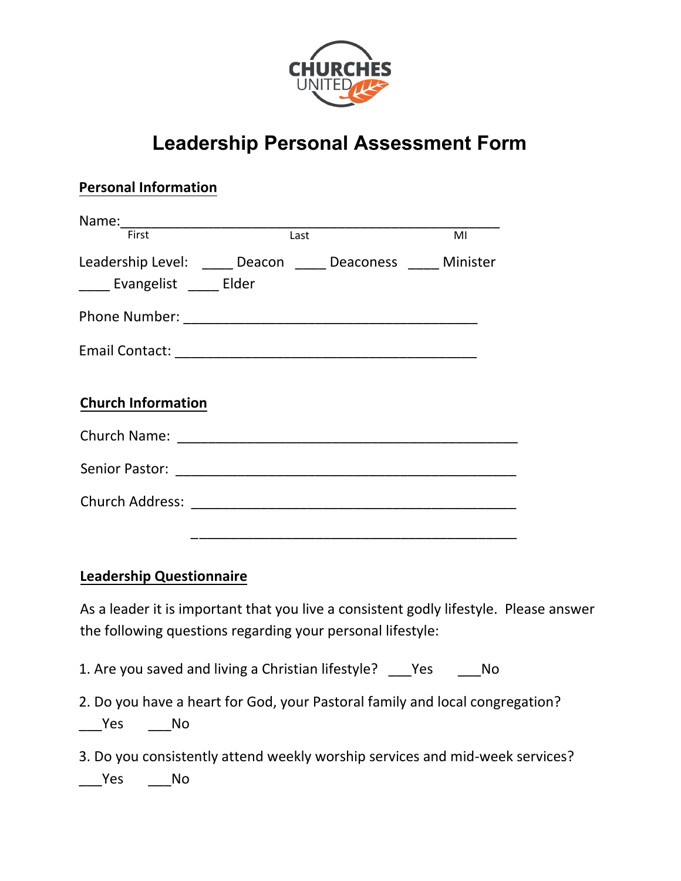CHURCHES UNITED

# Leadership Personal Assessment Form

## Personal Information

Name:_______________________________________________
First                                        Last                                        MI

Leadership Level: ____ Deacon ____ Deaconess ____ Minister
____ Evangelist ____ Elder

Phone Number: ______________________________________

Email Contact: ______________________________________

## Church Information

Church Name: ____________________________________________

Senior Pastor: ____________________________________________

Church Address: __________________________________________

__________________________________________

## Leadership Questionnaire

As a leader it is important that you live a consistent godly lifestyle. Please answer the following questions regarding your personal lifestyle:

1. Are you saved and living a Christian lifestyle? ___Yes ___No

2. Do you have a heart for God, your Pastoral family and local congregation?
___Yes ___No

3. Do you consistently attend weekly worship services and mid-week services?
___Yes ___No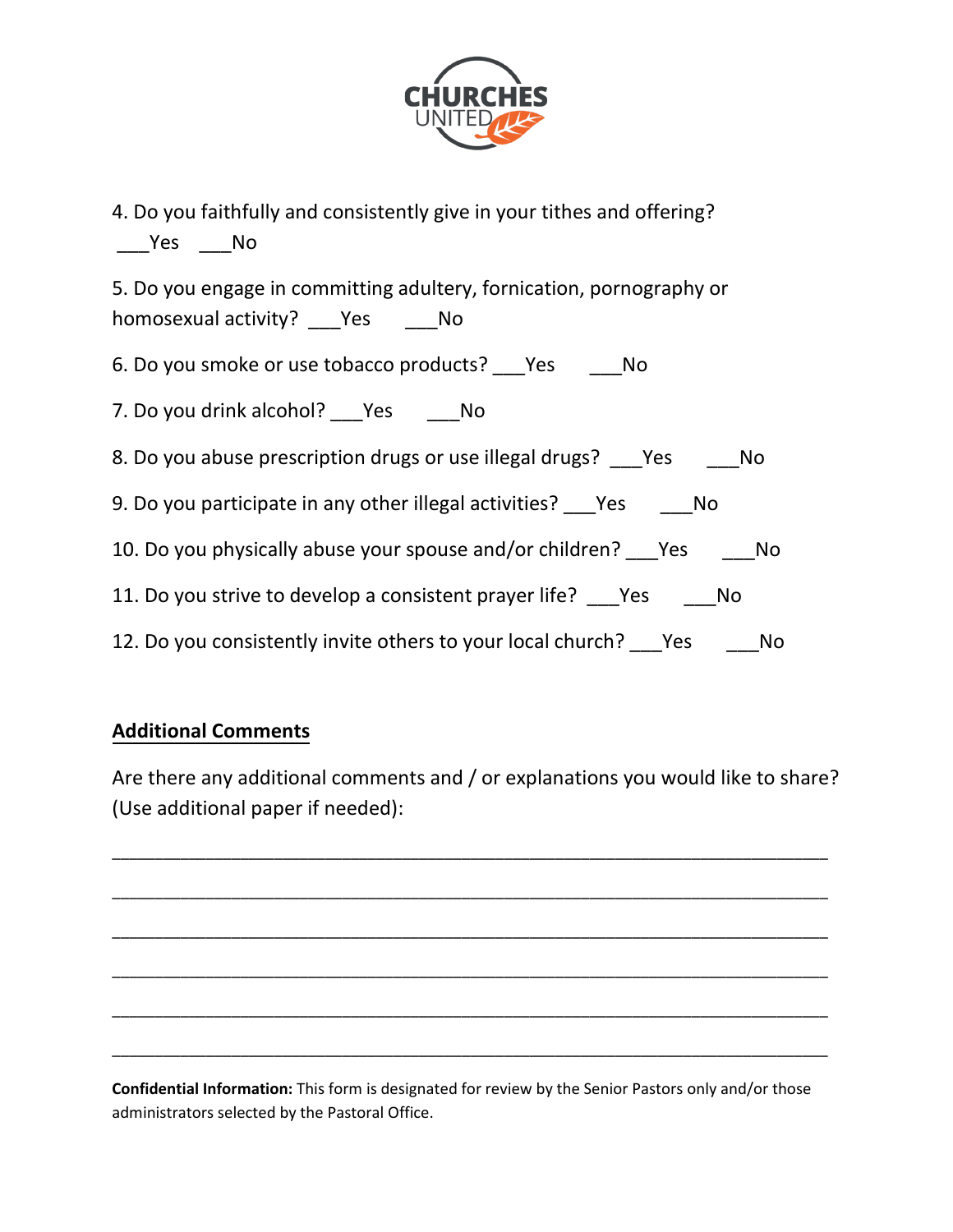4. Do you faithfully and consistently give in your tithes and offering?
___Yes ___No

5. Do you engage in committing adultery, fornication, pornography or homosexual activity? ___Yes ___No

6. Do you smoke or use tobacco products? ___Yes ___No

7. Do you drink alcohol? ___Yes ___No

8. Do you abuse prescription drugs or use illegal drugs? ___Yes ___No

9. Do you participate in any other illegal activities? ___Yes ___No

10. Do you physically abuse your spouse and/or children? ___Yes ___No

11. Do you strive to develop a consistent prayer life? ___Yes ___No

12. Do you consistently invite others to your local church? ___Yes ___No

## Additional Comments

Are there any additional comments and / or explanations you would like to share? (Use additional paper if needed):

________________________________________________________________

________________________________________________________________

________________________________________________________________

________________________________________________________________

________________________________________________________________

________________________________________________________________

**Confidential Information:** This form is designated for review by the Senior Pastors only and/or those administrators selected by the Pastoral Office.